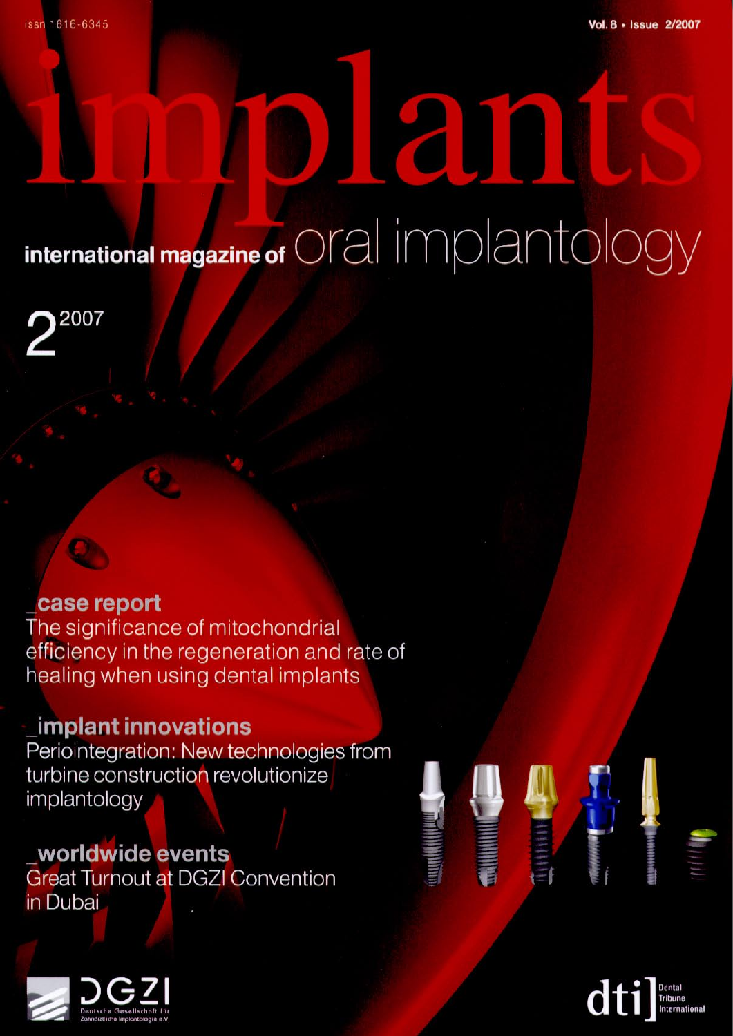issn 1616-6345

Vol. 8 • Issue 2/2007

# implants

## international magazine of oral implantology

2 2007

**_case report**
The significance of mitochondrial efficiency in the regeneration and rate of healing when using dental implants

**_implant innovations**
Periointegration: New technologies from turbine construction revolutionize implantology

**_worldwide events**
Great Turnout at DGZI Convention in Dubai

DGZI
Deutsche Gesellschaft für Zahnärztliche Implantologie e.V.

dti] Dental Tribune International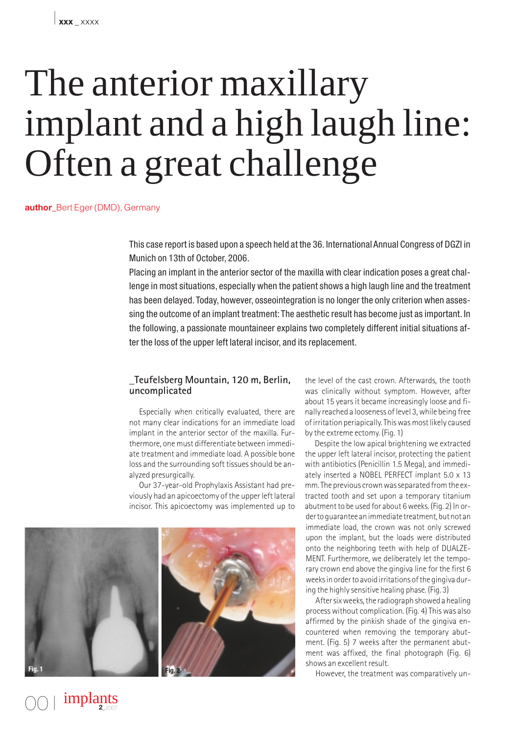# The anterior maxillary implant and a high laugh line: Often a great challenge

**author**_Bert Eger (DMD), Germany

This case report is based upon a speech held at the 36. International Annual Congress of DGZI in Munich on 13th of October, 2006.

Placing an implant in the anterior sector of the maxilla with clear indication poses a great challenge in most situations, especially when the patient shows a high laugh line and the treatment has been delayed. Today, however, osseointegration is no longer the only criterion when assessing the outcome of an implant treatment: The aesthetic result has become just as important. In the following, a passionate mountaineer explains two completely different initial situations after the loss of the upper left lateral incisor, and its replacement.

## _Teufelsberg Mountain, 120 m, Berlin, uncomplicated

Especially when critically evaluated, there are not many clear indications for an immediate load implant in the anterior sector of the maxilla. Furthermore, one must differentiate between immediate treatment and immediate load. A possible bone loss and the surrounding soft tissues should be analyzed presurgically.

Our 37-year-old Prophylaxis Assistant had previously had an apicoectomy of the upper left lateral incisor. This apicoectomy was implemented up to the level of the cast crown. Afterwards, the tooth was clinically without symptom. However, after about 15 years it became increasingly loose and finally reached a looseness of level 3, while being free of irritation periapically. This was most likely caused by the extreme ectomy. (Fig. 1)

Fig. 1

Fig. 2

Despite the low apical brightening we extracted the upper left lateral incisor, protecting the patient with antibiotics (Penicillin 1.5 Mega), and immediately inserted a NOBEL PERFECT implant 5.0 x 13 mm. The previous crown was separated from the extracted tooth and set upon a temporary titanium abutment to be used for about 6 weeks. (Fig. 2) In order to guarantee an immediate treatment, but not an immediate load, the crown was not only screwed upon the implant, but the loads were distributed onto the neighboring teeth with help of DUALZEMENT. Furthermore, we deliberately let the temporary crown end above the gingiva line for the first 6 weeks in order to avoid irritations of the gingiva during the highly sensitive healing phase. (Fig. 3)

After six weeks, the radiograph showed a healing process without complication. (Fig. 4) This was also affirmed by the pinkish shade of the gingiva encountered when removing the temporary abutment. (Fig. 5) 7 weeks after the permanent abutment was affixed, the final photograph (Fig. 6) shows an excellent result.

However, the treatment was comparatively un-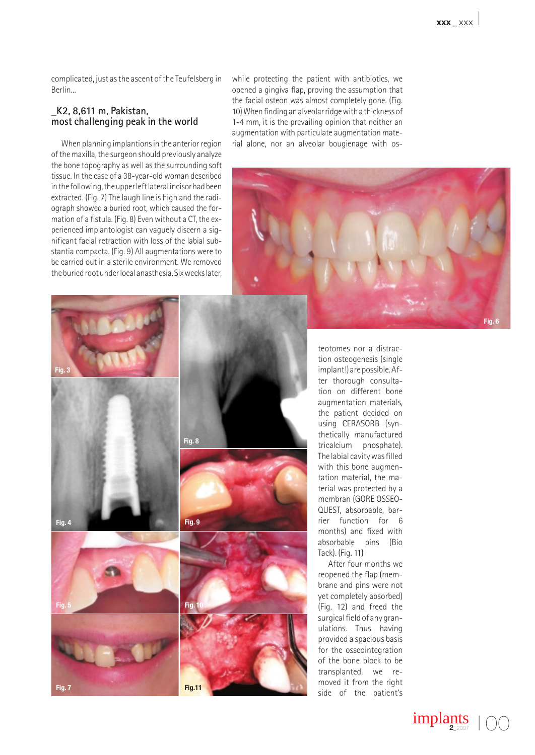complicated, just as the ascent of the Teufelsberg in Berlin…

## _K2, 8,611 m, Pakistan, most challenging peak in the world

When planning implantions in the anterior region of the maxilla, the surgeon should previously analyze the bone topography as well as the surrounding soft tissue. In the case of a 38-year-old woman described in the following, the upper left lateral incisor had been extracted. (Fig. 7) The laugh line is high and the radiograph showed a buried root, which caused the formation of a fistula. (Fig. 8) Even without a CT, the experienced implantologist can vaguely discern a significant facial retraction with loss of the labial substantia compacta. (Fig. 9) All augmentations were to be carried out in a sterile environment. We removed the buried root under local anasthesia. Six weeks later, while protecting the patient with antibiotics, we opened a gingiva flap, proving the assumption that the facial osteon was almost completely gone. (Fig. 10) When finding an alveolar ridge with a thickness of 1-4 mm, it is the prevailing opinion that neither an augmentation with particulate augmentation material alone, nor an alveolar bougienage with osteotomes nor a distraction osteogenesis (single implant!) are possible. After thorough consultation on different bone augmentation materials, the patient decided on using CERASORB (synthetically manufactured tricalcium phosphate). The labial cavity was filled with this bone augmentation material, the material was protected by a membran (GORE OSSEOQUEST, absorbable, barrier function for 6 months) and fixed with absorbable pins (Bio Tack). (Fig. 11)

After four months we reopened the flap (membrane and pins were not yet completely absorbed) (Fig. 12) and freed the surgical field of any granulations. Thus having provided a spacious basis for the osseointegration of the bone block to be transplanted, we removed it from the right side of the patient's

Fig. 6

Fig. 3

Fig. 8

Fig. 4

Fig. 9

Fig. 5

Fig. 10

Fig. 7

Fig.11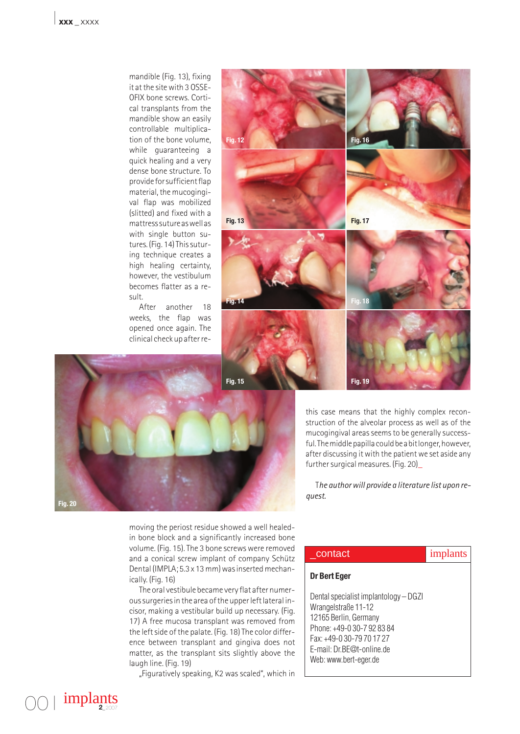mandible (Fig. 13), fixing it at the site with 3 OSSEOFIX bone screws. Cortical transplants from the mandible show an easily controllable multiplication of the bone volume, while guaranteeing a quick healing and a very dense bone structure. To provide for sufficient flap material, the mucogingival flap was mobilized (slitted) and fixed with a mattress suture as well as with single button sutures. (Fig. 14) This suturing technique creates a high healing certainty, however, the vestibulum becomes flatter as a result.

After another 18 weeks, the flap was opened once again. The clinical check up after removing the periost residue showed a well healed-in bone block and a significantly increased bone volume. (Fig. 15). The 3 bone screws were removed and a conical screw implant of company Schütz Dental (IMPLA; 5.3 x 13 mm) was inserted mechanically. (Fig. 16)

The oral vestibule became very flat after numerous surgeries in the area of the upper left lateral incisor, making a vestibular build up necessary. (Fig. 17) A free mucosa transplant was removed from the left side of the palate. (Fig. 18) The color difference between transplant and gingiva does not matter, as the transplant sits slightly above the laugh line. (Fig. 19)

„Figuratively speaking, K2 was scaled", which in this case means that the highly complex reconstruction of the alveolar process as well as of the mucogingival areas seems to be generally successful. The middle papilla could be a bit longer, however, after discussing it with the patient we set aside any further surgical measures. (Fig. 20)_

Fig. 12

Fig. 13

Fig. 14

Fig. 15

Fig. 16

Fig. 17

Fig. 18

Fig. 19

Fig. 20

*The author will provide a literature list upon request.*

## _contact implants

**Dr Bert Eger**

Dental specialist implantology – DGZI
Wrangelstraße 11-12
12165 Berlin, Germany
Phone: +49-0 30-7 92 83 84
Fax: +49-0 30-79 70 17 27
E-mail: Dr.BE@t-online.de
Web: www.bert-eger.de